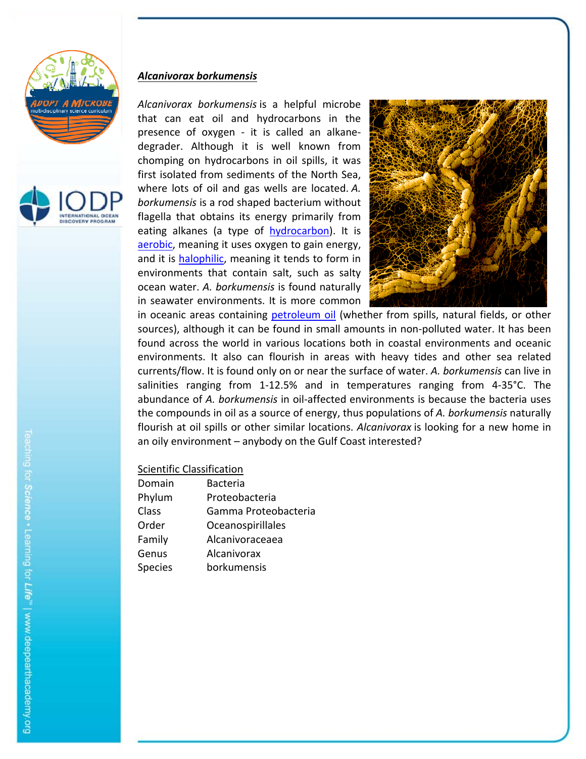## *Alcanivorax borkumensis*

*Alcanivorax borkumensis* is a helpful microbe that can eat oil and hydrocarbons in the presence of oxygen - it is called an alkane-degrader. Although it is well known from chomping on hydrocarbons in oil spills, it was first isolated from sediments of the North Sea, where lots of oil and gas wells are located. *A. borkumensis* is a rod shaped bacterium without flagella that obtains its energy primarily from eating alkanes (a type of hydrocarbon). It is aerobic, meaning it uses oxygen to gain energy, and it is halophilic, meaning it tends to form in environments that contain salt, such as salty ocean water. *A. borkumensis* is found naturally in seawater environments. It is more common in oceanic areas containing petroleum oil (whether from spills, natural fields, or other sources), although it can be found in small amounts in non-polluted water. It has been found across the world in various locations both in coastal environments and oceanic environments. It also can flourish in areas with heavy tides and other sea related currents/flow. It is found only on or near the surface of water. *A. borkumensis* can live in salinities ranging from 1-12.5% and in temperatures ranging from 4-35°C. The abundance of *A. borkumensis* in oil-affected environments is because the bacteria uses the compounds in oil as a source of energy, thus populations of *A. borkumensis* naturally flourish at oil spills or other similar locations. *Alcanivorax* is looking for a new home in an oily environment – anybody on the Gulf Coast interested?

Scientific Classification

| | |
|---|---|
| Domain | Bacteria |
| Phylum | Proteobacteria |
| Class | Gamma Proteobacteria |
| Order | Oceanospirillales |
| Family | Alcanivoraceaea |
| Genus | Alcanivorax |
| Species | borkumensis |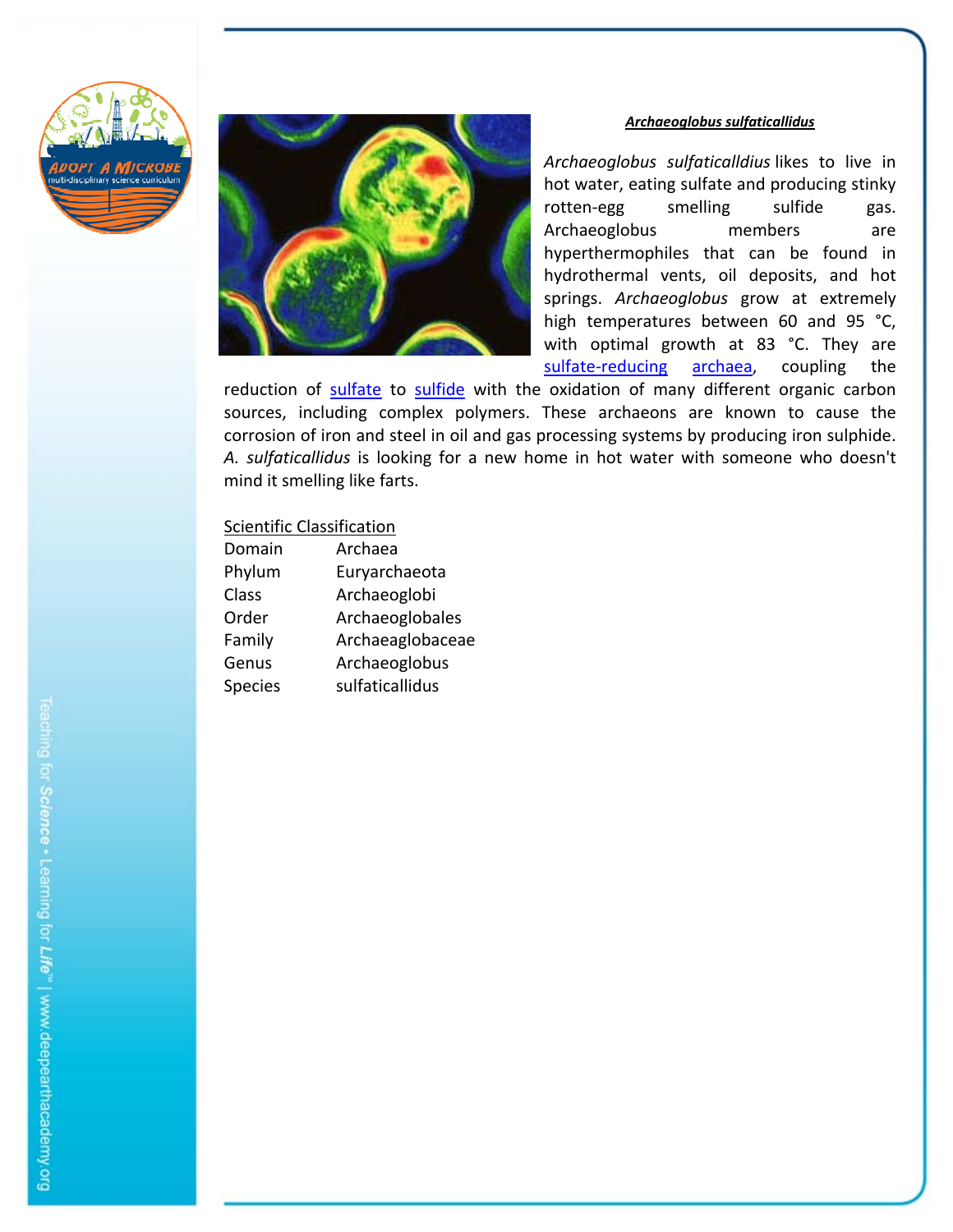***Archaeoglobus sulfaticallidus***

*Archaeoglobus sulfaticalldius* likes to live in hot water, eating sulfate and producing stinky rotten-egg smelling sulfide gas. Archaeoglobus members are hyperthermophiles that can be found in hydrothermal vents, oil deposits, and hot springs. *Archaeoglobus* grow at extremely high temperatures between 60 and 95 °C, with optimal growth at 83 °C. They are sulfate-reducing archaea, coupling the reduction of sulfate to sulfide with the oxidation of many different organic carbon sources, including complex polymers. These archaeons are known to cause the corrosion of iron and steel in oil and gas processing systems by producing iron sulphide. *A. sulfaticallidus* is looking for a new home in hot water with someone who doesn't mind it smelling like farts.

Scientific Classification

| | |
|---|---|
| Domain | Archaea |
| Phylum | Euryarchaeota |
| Class | Archaeoglobi |
| Order | Archaeoglobales |
| Family | Archaeaglobaceae |
| Genus | Archaeoglobus |
| Species | sulfaticallidus |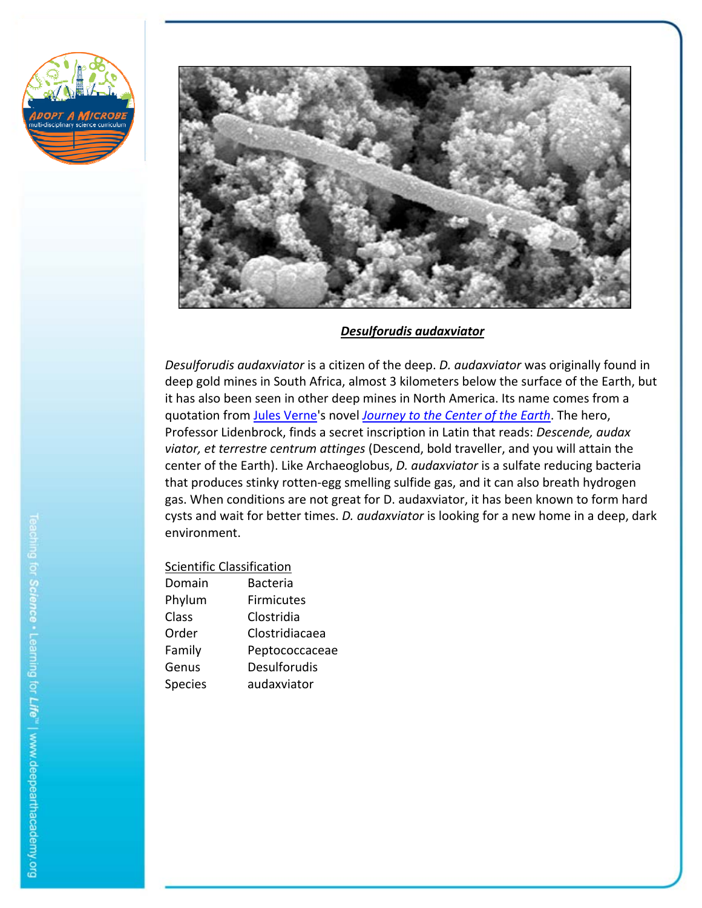***Desulforudis audaxviator***

*Desulforudis audaxviator* is a citizen of the deep. *D. audaxviator* was originally found in deep gold mines in South Africa, almost 3 kilometers below the surface of the Earth, but it has also been seen in other deep mines in North America. Its name comes from a quotation from Jules Verne's novel *Journey to the Center of the Earth*. The hero, Professor Lidenbrock, finds a secret inscription in Latin that reads: *Descende, audax viator, et terrestre centrum attinges* (Descend, bold traveller, and you will attain the center of the Earth). Like Archaeoglobus, *D. audaxviator* is a sulfate reducing bacteria that produces stinky rotten-egg smelling sulfide gas, and it can also breath hydrogen gas. When conditions are not great for D. audaxviator, it has been known to form hard cysts and wait for better times. *D. audaxviator* is looking for a new home in a deep, dark environment.

Scientific Classification

| | |
|---|---|
| Domain | Bacteria |
| Phylum | Firmicutes |
| Class | Clostridia |
| Order | Clostridiacaea |
| Family | Peptococcaceae |
| Genus | Desulforudis |
| Species | audaxviator |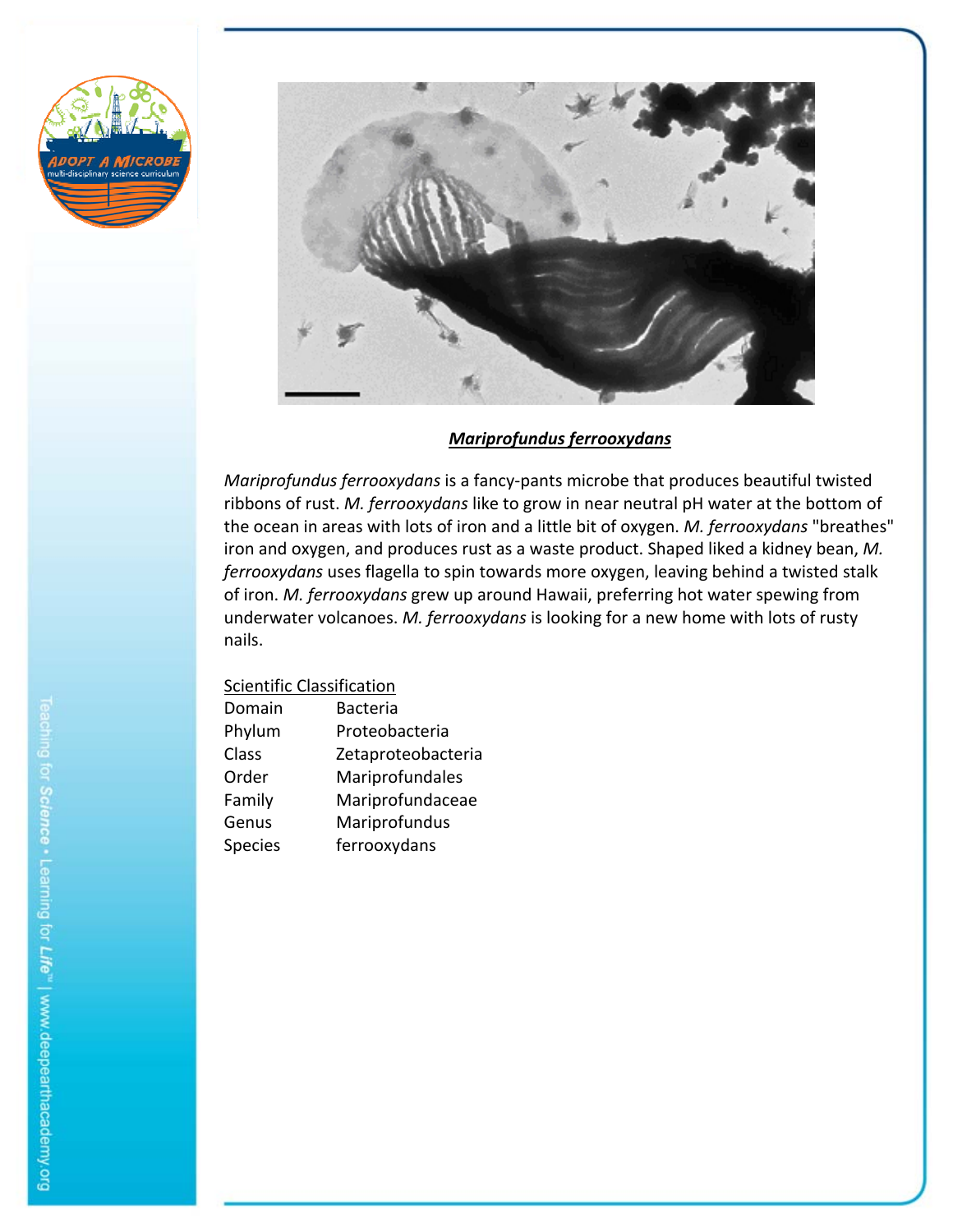## *Mariprofundus ferrooxydans*

*Mariprofundus ferrooxydans* is a fancy-pants microbe that produces beautiful twisted ribbons of rust. *M. ferrooxydans* like to grow in near neutral pH water at the bottom of the ocean in areas with lots of iron and a little bit of oxygen. *M. ferrooxydans* "breathes" iron and oxygen, and produces rust as a waste product. Shaped liked a kidney bean, *M. ferrooxydans* uses flagella to spin towards more oxygen, leaving behind a twisted stalk of iron. *M. ferrooxydans* grew up around Hawaii, preferring hot water spewing from underwater volcanoes. *M. ferrooxydans* is looking for a new home with lots of rusty nails.

Scientific Classification

| | |
|---|---|
| Domain | Bacteria |
| Phylum | Proteobacteria |
| Class | Zetaproteobacteria |
| Order | Mariprofundales |
| Family | Mariprofundaceae |
| Genus | Mariprofundus |
| Species | ferrooxydans |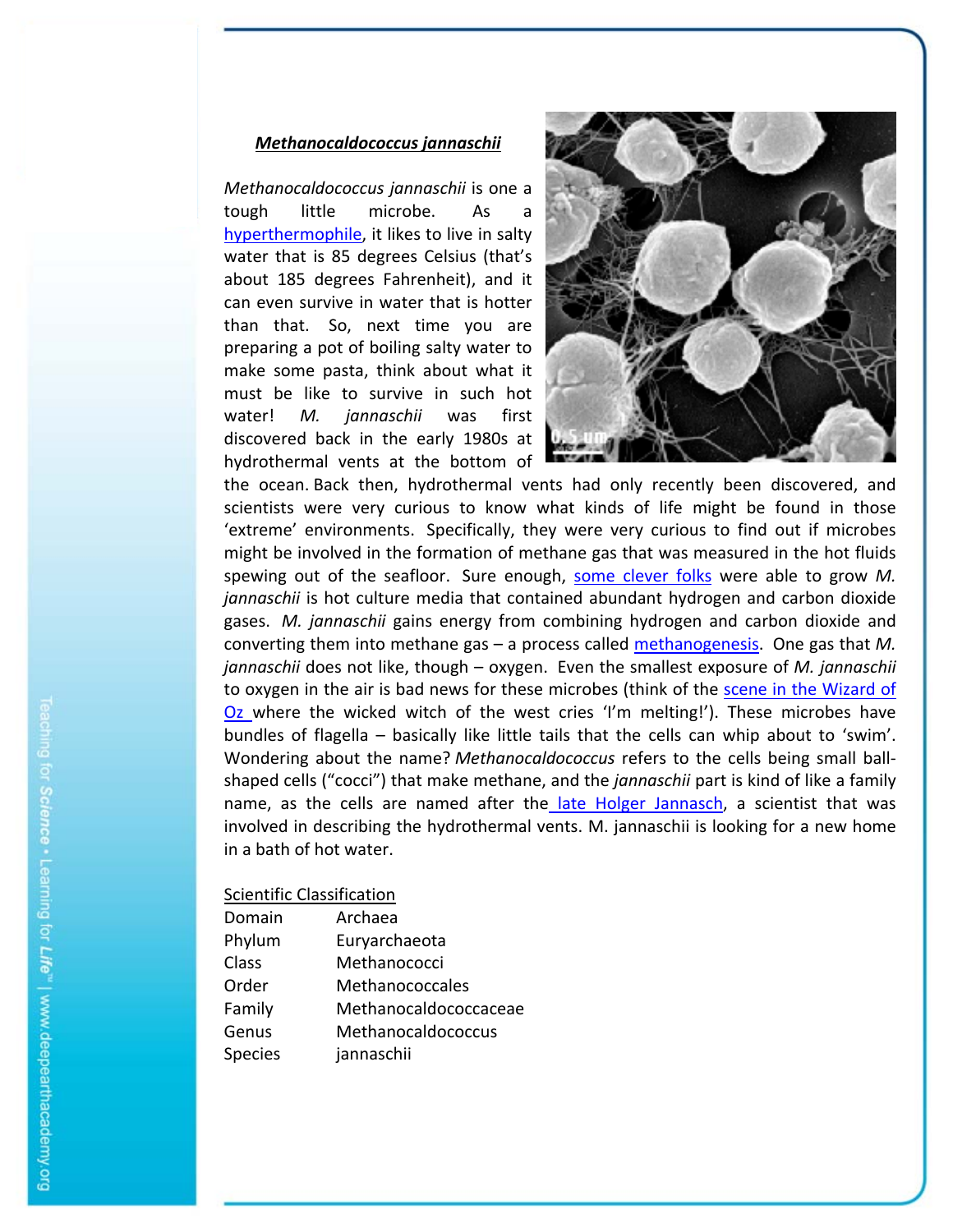***Methanocaldococcus jannaschii***

*Methanocaldococcus jannaschii* is one a tough little microbe. As a hyperthermophile, it likes to live in salty water that is 85 degrees Celsius (that's about 185 degrees Fahrenheit), and it can even survive in water that is hotter than that. So, next time you are preparing a pot of boiling salty water to make some pasta, think about what it must be like to survive in such hot water! *M. jannaschii* was first discovered back in the early 1980s at hydrothermal vents at the bottom of the ocean. Back then, hydrothermal vents had only recently been discovered, and scientists were very curious to know what kinds of life might be found in those 'extreme' environments. Specifically, they were very curious to find out if microbes might be involved in the formation of methane gas that was measured in the hot fluids spewing out of the seafloor. Sure enough, some clever folks were able to grow *M. jannaschii* is hot culture media that contained abundant hydrogen and carbon dioxide gases. *M. jannaschii* gains energy from combining hydrogen and carbon dioxide and converting them into methane gas – a process called methanogenesis. One gas that *M. jannaschii* does not like, though – oxygen. Even the smallest exposure of *M. jannaschii* to oxygen in the air is bad news for these microbes (think of the scene in the Wizard of Oz where the wicked witch of the west cries 'I'm melting!'). These microbes have bundles of flagella – basically like little tails that the cells can whip about to 'swim'. Wondering about the name? *Methanocaldococcus* refers to the cells being small ball-shaped cells ("cocci") that make methane, and the *jannaschii* part is kind of like a family name, as the cells are named after the late Holger Jannasch, a scientist that was involved in describing the hydrothermal vents. M. jannaschii is looking for a new home in a bath of hot water.

Scientific Classification

| | |
|---|---|
| Domain | Archaea |
| Phylum | Euryarchaeota |
| Class | Methanococci |
| Order | Methanococcales |
| Family | Methanocaldococcaceae |
| Genus | Methanocaldococcus |
| Species | jannaschii |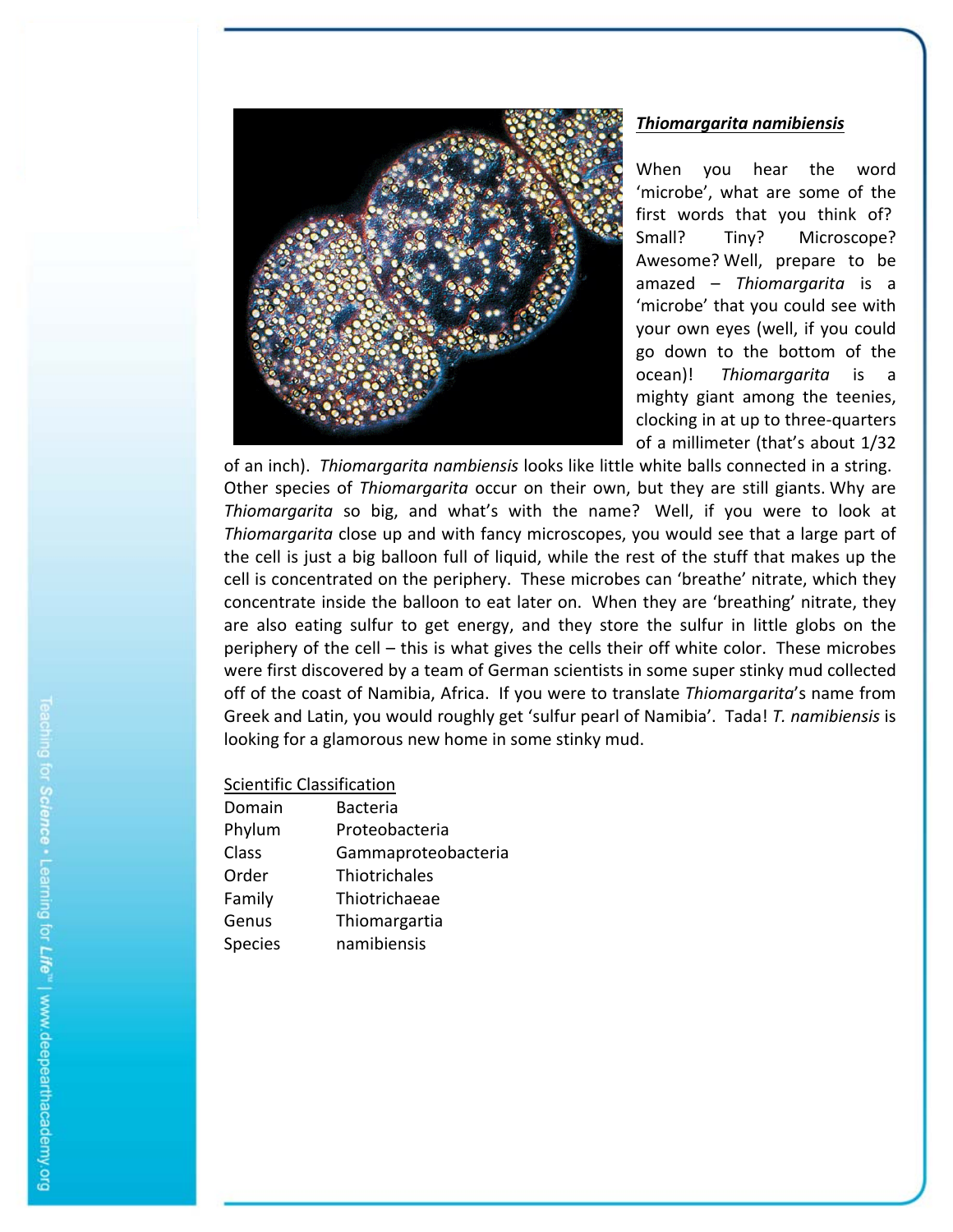## ***Thiomargarita namibiensis***

When you hear the word 'microbe', what are some of the first words that you think of? Small? Tiny? Microscope? Awesome? Well, prepare to be amazed – *Thiomargarita* is a 'microbe' that you could see with your own eyes (well, if you could go down to the bottom of the ocean)! *Thiomargarita* is a mighty giant among the teenies, clocking in at up to three-quarters of a millimeter (that's about 1/32 of an inch). *Thiomargarita nambiensis* looks like little white balls connected in a string. Other species of *Thiomargarita* occur on their own, but they are still giants. Why are *Thiomargarita* so big, and what's with the name? Well, if you were to look at *Thiomargarita* close up and with fancy microscopes, you would see that a large part of the cell is just a big balloon full of liquid, while the rest of the stuff that makes up the cell is concentrated on the periphery. These microbes can 'breathe' nitrate, which they concentrate inside the balloon to eat later on. When they are 'breathing' nitrate, they are also eating sulfur to get energy, and they store the sulfur in little globs on the periphery of the cell – this is what gives the cells their off white color. These microbes were first discovered by a team of German scientists in some super stinky mud collected off of the coast of Namibia, Africa. If you were to translate *Thiomargarita*'s name from Greek and Latin, you would roughly get 'sulfur pearl of Namibia'. Tada! *T. namibiensis* is looking for a glamorous new home in some stinky mud.

Scientific Classification

| | |
|---|---|
| Domain | Bacteria |
| Phylum | Proteobacteria |
| Class | Gammaproteobacteria |
| Order | Thiotrichales |
| Family | Thiotrichaeae |
| Genus | Thiomargartia |
| Species | namibiensis |